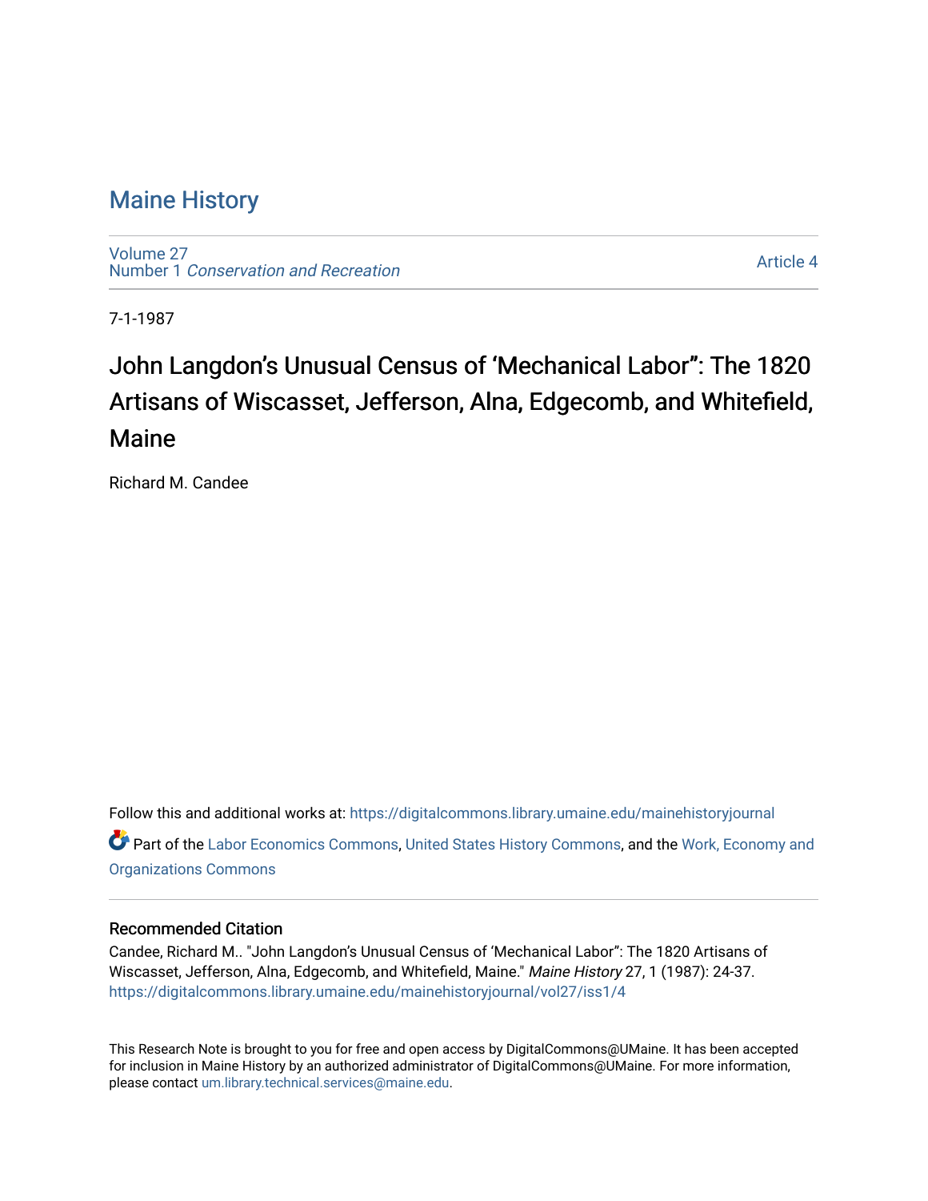# Maine History

Volume 27
Number 1 *Conservation and Recreation*

Article 4

7-1-1987

## John Langdon's Unusual Census of 'Mechanical Labor": The 1820 Artisans of Wiscasset, Jefferson, Alna, Edgecomb, and Whitefield, Maine

Richard M. Candee

Follow this and additional works at: https://digitalcommons.library.umaine.edu/mainehistoryjournal

Part of the Labor Economics Commons, United States History Commons, and the Work, Economy and Organizations Commons

### Recommended Citation

Candee, Richard M.. "John Langdon's Unusual Census of 'Mechanical Labor": The 1820 Artisans of Wiscasset, Jefferson, Alna, Edgecomb, and Whitefield, Maine." *Maine History* 27, 1 (1987): 24-37.
https://digitalcommons.library.umaine.edu/mainehistoryjournal/vol27/iss1/4

This Research Note is brought to you for free and open access by DigitalCommons@UMaine. It has been accepted for inclusion in Maine History by an authorized administrator of DigitalCommons@UMaine. For more information, please contact um.library.technical.services@maine.edu.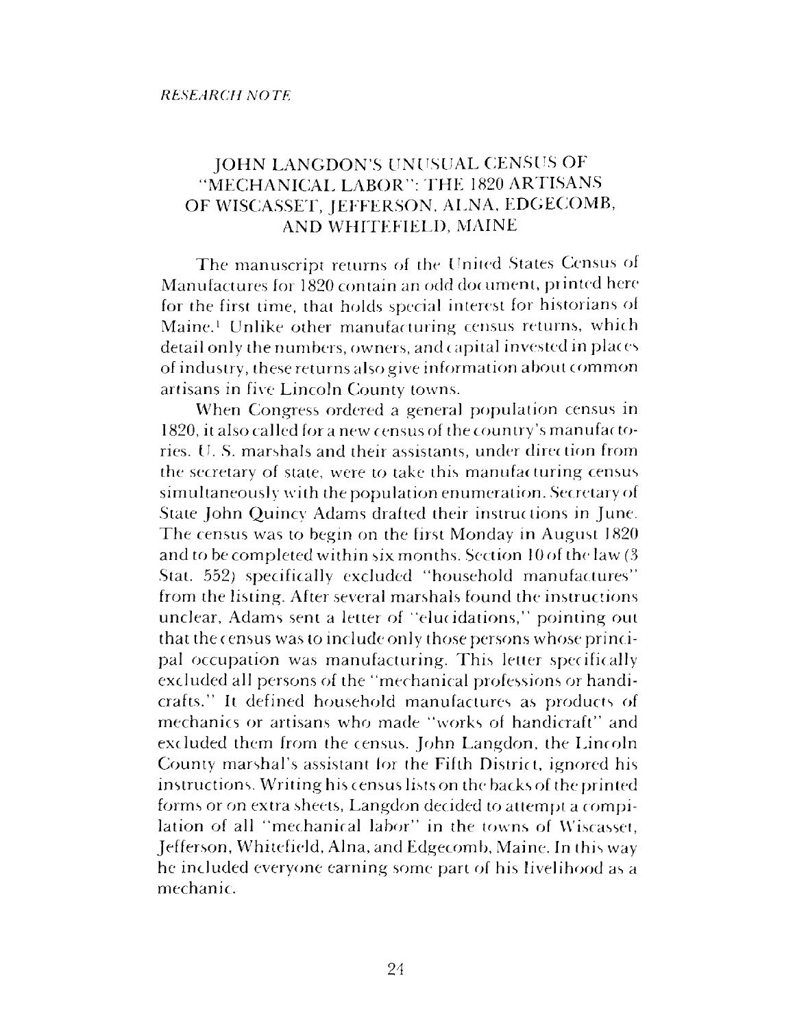*RESEARCH NOTE*

# JOHN LANGDON'S UNUSUAL CENSUS OF "MECHANICAL LABOR": THE 1820 ARTISANS OF WISCASSET, JEFFERSON, ALNA, EDGECOMB, AND WHITEFIELD, MAINE

The manuscript returns of the United States Census of Manufactures for 1820 contain an odd document, printed here for the first time, that holds special interest for historians of Maine.[1] Unlike other manufacturing census returns, which detail only the numbers, owners, and capital invested in places of industry, these returns also give information about common artisans in five Lincoln County towns.

When Congress ordered a general population census in 1820, it also called for a new census of the country's manufactories. U. S. marshals and their assistants, under direction from the secretary of state, were to take this manufacturing census simultaneously with the population enumeration. Secretary of State John Quincy Adams drafted their instructions in June. The census was to begin on the first Monday in August 1820 and to be completed within six months. Section 10 of the law (3 Stat. 552) specifically excluded "household manufactures" from the listing. After several marshals found the instructions unclear, Adams sent a letter of "elucidations," pointing out that the census was to include only those persons whose principal occupation was manufacturing. This letter specifically excluded all persons of the "mechanical professions or handicrafts." It defined household manufactures as products of mechanics or artisans who made "works of handicraft" and excluded them from the census. John Langdon, the Lincoln County marshal's assistant for the Fifth District, ignored his instructions. Writing his census lists on the backs of the printed forms or on extra sheets, Langdon decided to attempt a compilation of all "mechanical labor" in the towns of Wiscasset, Jefferson, Whitefield, Alna, and Edgecomb, Maine. In this way he included everyone earning some part of his livelihood as a mechanic.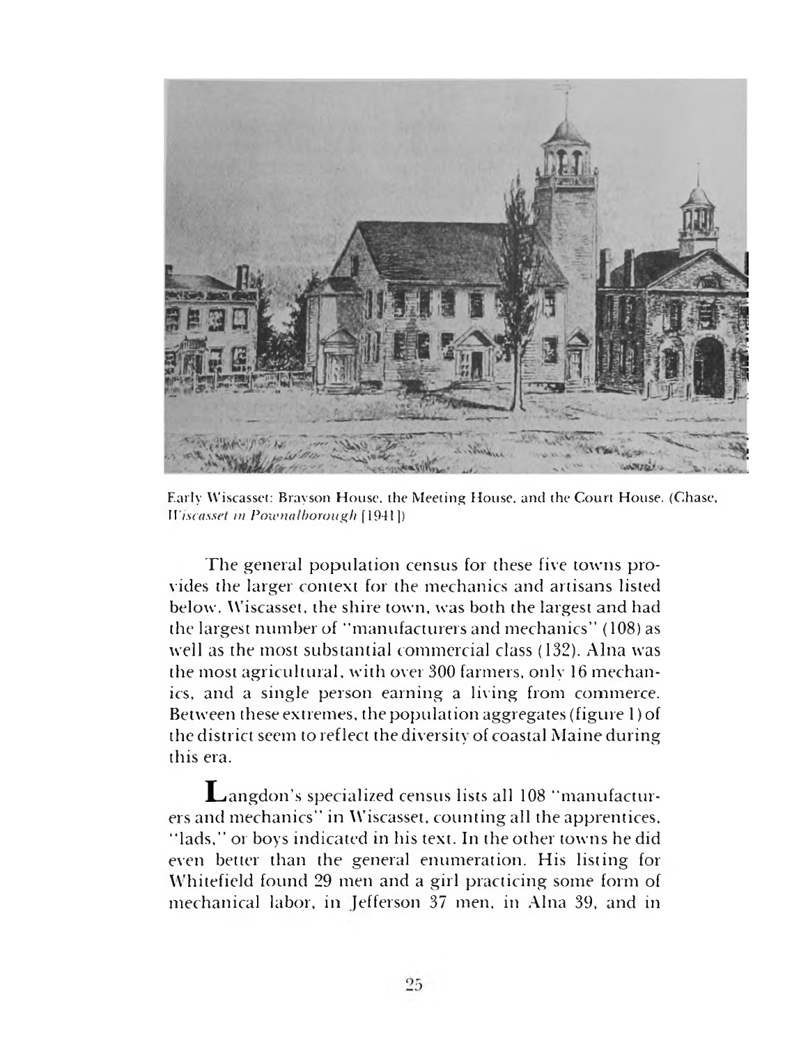Early Wiscasset: Brayson House, the Meeting House, and the Court House. (Chase, *Wiscasset in Pownalborough* [1941])

The general population census for these five towns provides the larger context for the mechanics and artisans listed below. Wiscasset, the shire town, was both the largest and had the largest number of "manufacturers and mechanics" (108) as well as the most substantial commercial class (132). Alna was the most agricultural, with over 300 farmers, only 16 mechanics, and a single person earning a living from commerce. Between these extremes, the population aggregates (figure 1) of the district seem to reflect the diversity of coastal Maine during this era.

Langdon's specialized census lists all 108 "manufacturers and mechanics" in Wiscasset, counting all the apprentices, "lads," or boys indicated in his text. In the other towns he did even better than the general enumeration. His listing for Whitefield found 29 men and a girl practicing some form of mechanical labor, in Jefferson 37 men, in Alna 39, and in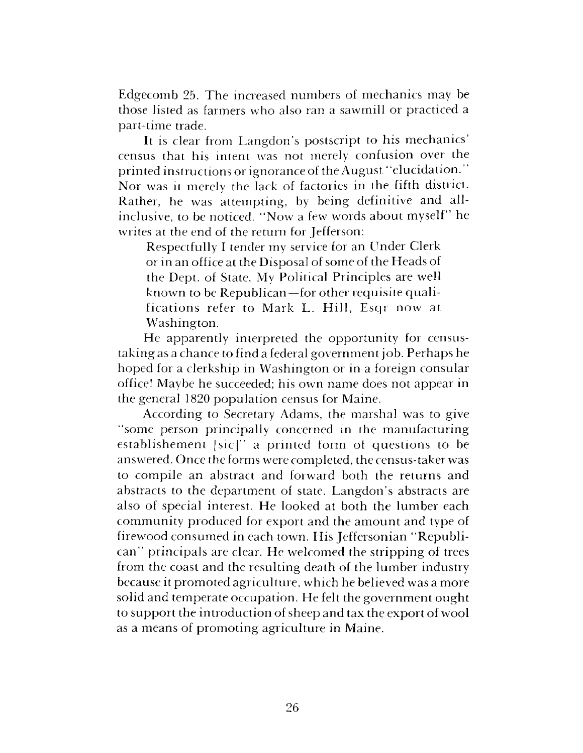Edgecomb 25. The increased numbers of mechanics may be those listed as farmers who also ran a sawmill or practiced a part-time trade.

It is clear from Langdon's postscript to his mechanics' census that his intent was not merely confusion over the printed instructions or ignorance of the August "elucidation." Nor was it merely the lack of factories in the fifth district. Rather, he was attempting, by being definitive and all-inclusive, to be noticed. "Now a few words about myself" he writes at the end of the return for Jefferson:

> Respectfully I tender my service for an Under Clerk or in an office at the Disposal of some of the Heads of the Dept. of State. My Political Principles are well known to be Republican—for other requisite qualifications refer to Mark L. Hill, Esqr now at Washington.

He apparently interpreted the opportunity for census-taking as a chance to find a federal government job. Perhaps he hoped for a clerkship in Washington or in a foreign consular office! Maybe he succeeded; his own name does not appear in the general 1820 population census for Maine.

According to Secretary Adams, the marshal was to give "some person principally concerned in the manufacturing establishement [sic]" a printed form of questions to be answered. Once the forms were completed, the census-taker was to compile an abstract and forward both the returns and abstracts to the department of state. Langdon's abstracts are also of special interest. He looked at both the lumber each community produced for export and the amount and type of firewood consumed in each town. His Jeffersonian "Republican" principals are clear. He welcomed the stripping of trees from the coast and the resulting death of the lumber industry because it promoted agriculture, which he believed was a more solid and temperate occupation. He felt the government ought to support the introduction of sheep and tax the export of wool as a means of promoting agriculture in Maine.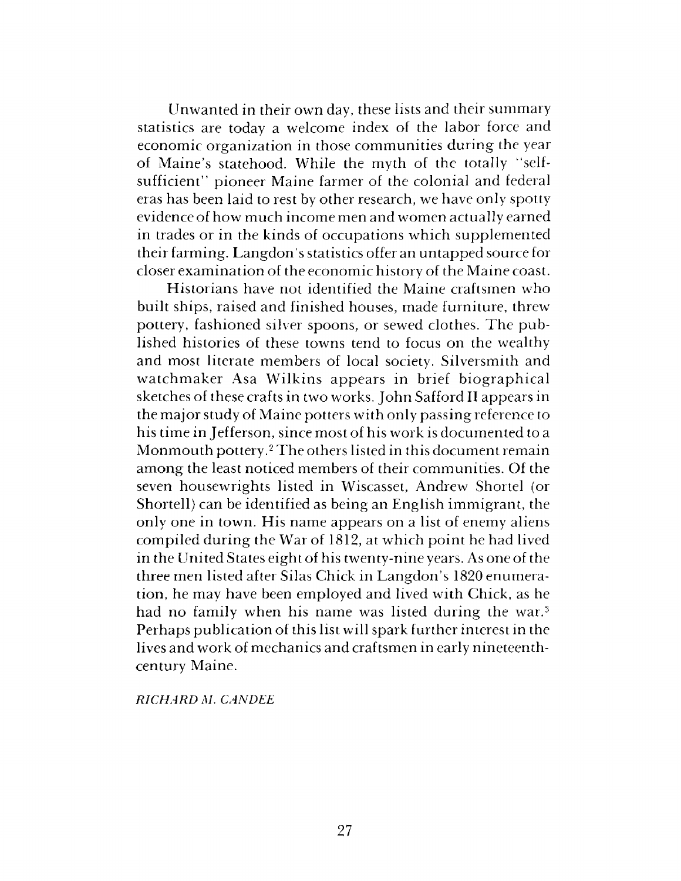Unwanted in their own day, these lists and their summary statistics are today a welcome index of the labor force and economic organization in those communities during the year of Maine's statehood. While the myth of the totally "self-sufficient" pioneer Maine farmer of the colonial and federal eras has been laid to rest by other research, we have only spotty evidence of how much income men and women actually earned in trades or in the kinds of occupations which supplemented their farming. Langdon's statistics offer an untapped source for closer examination of the economic history of the Maine coast.

Historians have not identified the Maine craftsmen who built ships, raised and finished houses, made furniture, threw pottery, fashioned silver spoons, or sewed clothes. The published histories of these towns tend to focus on the wealthy and most literate members of local society. Silversmith and watchmaker Asa Wilkins appears in brief biographical sketches of these crafts in two works. John Safford II appears in the major study of Maine potters with only passing reference to his time in Jefferson, since most of his work is documented to a Monmouth pottery.[2] The others listed in this document remain among the least noticed members of their communities. Of the seven housewrights listed in Wiscasset, Andrew Shortel (or Shortell) can be identified as being an English immigrant, the only one in town. His name appears on a list of enemy aliens compiled during the War of 1812, at which point he had lived in the United States eight of his twenty-nine years. As one of the three men listed after Silas Chick in Langdon's 1820 enumeration, he may have been employed and lived with Chick, as he had no family when his name was listed during the war.[3] Perhaps publication of this list will spark further interest in the lives and work of mechanics and craftsmen in early nineteenth-century Maine.

*RICHARD M. CANDEE*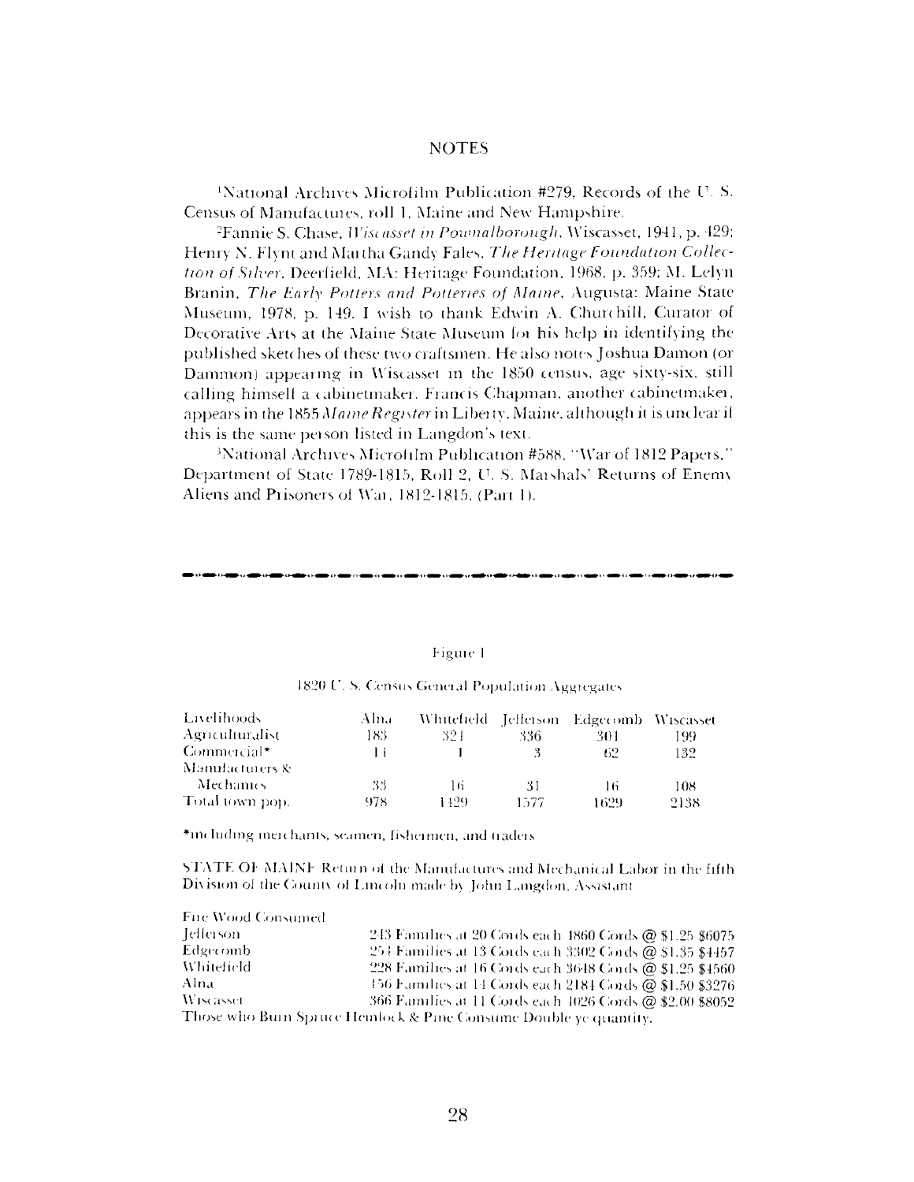## NOTES

[1]National Archives Microfilm Publication #279, Records of the U. S. Census of Manufactures, roll 1, Maine and New Hampshire.

[2]Fannie S. Chase, *Wiscasset in Pownalborough*, Wiscasset, 1941, p. 429; Henry N. Flynt and Martha Gandy Fales, *The Heritage Foundation Collection of Silver*, Deerfield, MA: Heritage Foundation, 1968, p. 359; M. Lelyn Branin, *The Early Potters and Potteries of Maine*, Augusta: Maine State Museum, 1978, p. 149. I wish to thank Edwin A. Churchill, Curator of Decorative Arts at the Maine State Museum for his help in identifying the published sketches of these two craftsmen. He also notes Joshua Damon (or Dammon) appearing in Wiscasset in the 1850 census, age sixty-six, still calling himself a cabinetmaker. Francis Chapman, another cabinetmaker, appears in the 1855 *Maine Register* in Liberty, Maine, although it is unclear if this is the same person listed in Langdon's text.

[3]National Archives Microfilm Publication #588, "War of 1812 Papers," Department of State 1789-1815, Roll 2, U. S. Marshals' Returns of Enemy Aliens and Prisoners of War, 1812-1815, (Part 1).

---

Figure 1

1820 U. S. Census General Population Aggregates

| Livelihoods | Alna | Whitefield | Jefferson | Edgecomb | Wiscasset |
|---|---|---|---|---|---|
| Agriculturalist | 183 | 321 | 336 | 301 | 199 |
| Commercial* | 14 | 1 | 3 | 62 | 132 |
| Manufacturers & Mechanics | 33 | 16 | 31 | 16 | 108 |
| Total town pop. | 978 | 1429 | 1577 | 1629 | 2138 |

*including merchants, seamen, fishermen, and traders

STATE OF MAINE Return of the Manufactures and Mechanical Labor in the fifth Division of the County of Lincoln made by John Langdon, Assistant

| Fire Wood Consumed | |
|---|---|
| Jefferson | 243 Families at 20 Cords each 1860 Cords @ $1.25 $6075 |
| Edgecomb | 254 Families at 13 Cords each 3302 Cords @ $1.35 $4457 |
| Whitefield | 228 Families at 16 Cords each 3648 Cords @ $1.25 $4560 |
| Alna | 156 Families at 14 Cords each 2184 Cords @ $1.50 $3276 |
| Wiscasset | 366 Families at 11 Cords each 4026 Cords @ $2.00 $8052 |

Those who Burn Spruce Hemlock & Pine Consume Double ye quantity.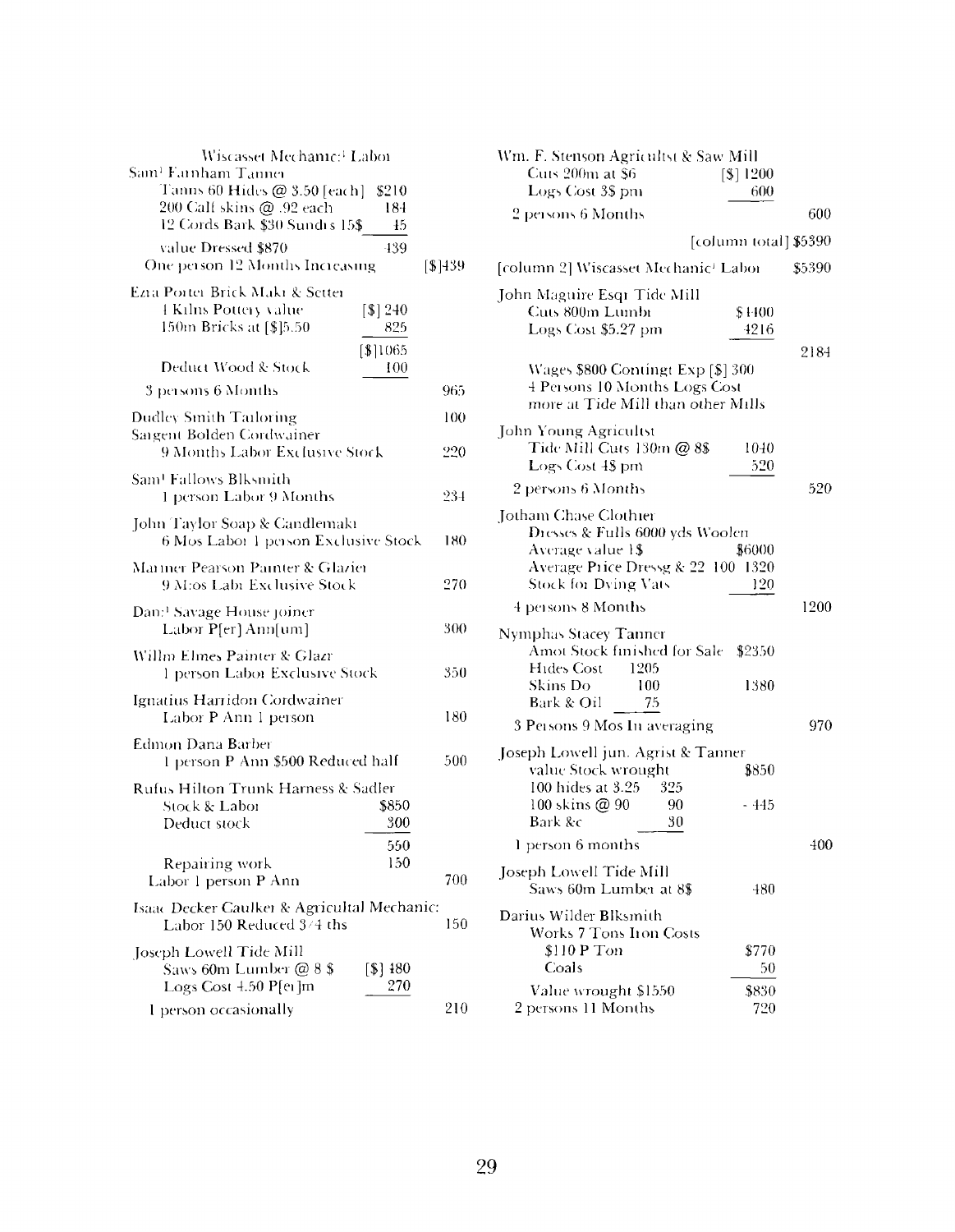Wiscasset Mechanic[1] Labor

Sam[1] Farnham Tanner
Tanns 60 Hides @ 3.50 [each] $210
200 Calf skins @ .92 each 184
12 Cords Bark $30 Sundrs 15$ 45
value Dressed $870 439
One person 12 Months Increasing [$]439

Ezra Porter Brick Makr & Setter
4 Kilns Pottery value [$] 240
150m Bricks at [$]5.50 825
[$]1065
Deduct Wood & Stock 100
3 persons 6 Months 965

Dudley Smith Tailoring 100

Sargent Bolden Cordwainer
9 Months Labor Exclusive Stock 220

Sam[1] Fallows Blksmith
1 person Labor 9 Months 234

John Taylor Soap & Candlemakr
6 Mos Labor 1 person Exclusive Stock 180

Mariner Pearson Painter & Glazier
9 M:os Labr Exclusive Stock 270

Dan:[1] Savage House joiner
Labor P[er] Ann[um] 300

Willm Elmes Painter & Glazr
1 person Labor Exclusive Stock 350

Ignatius Harridon Cordwainer
Labor P Ann 1 person 180

Edmon Dana Barber
1 person P Ann $500 Reduced half 500

Rufus Hilton Trunk Harness & Sadler
Stock & Labor $850
Deduct stock 300
550
Repairing work 150
Labor 1 person P Ann 700

Isaac Decker Caulker & Agricultal Mechanic:
Labor 150 Reduced 3/4 ths 150

Joseph Lowell Tide Mill
Saws 60m Lumber @ 8 $ [$] 480
Logs Cost 4.50 P[er]m 270
1 person occasionally 210

Wm. F. Stenson Agricultst & Saw Mill
Cuts 200m at $6 [$] 1200
Logs Cost 3$ pm 600
2 persons 6 Months 600

[column total] $5390

[column 2] Wiscasset Mechanic[1] Labor $5390

John Maguire Esqr Tide Mill
Cuts 800m Lumbr $6400
Logs Cost $5.27 pm 4216
2184
Wages $800 Contingt Exp [$] 300
4 Persons 10 Months Logs Cost
more at Tide Mill than other Mills

John Young Agricultst
Tide Mill Cuts 130m @ 8$ 1040
Logs Cost 4$ pm 520
2 persons 6 Months 520

Jotham Chase Clothier
Dresses & Fulls 6000 yds Woolen
Average value 1$ $6000
Average Price Dressg & 22 100 1320
Stock for Dying Vats 120
4 persons 8 Months 1200

Nymphas Stacey Tanner
Amot Stock finished for Sale $2350
Hides Cost 1205
Skins Do 100 1380
Bark & Oil 75
3 Persons 9 Mos In averaging 970

Joseph Lowell jun. Agrist & Tanner
value Stock wrought $850
100 hides at 3.25 325
100 skins @ 90 90 - 445
Bark &c 30
1 person 6 months 400

Joseph Lowell Tide Mill
Saws 60m Lumber at 8$ 480

Darius Wilder Blksmith
Works 7 Tons Iron Costs
$110 P Ton $770
Coals 50
Value wrought $1550 $830
2 persons 11 Months 720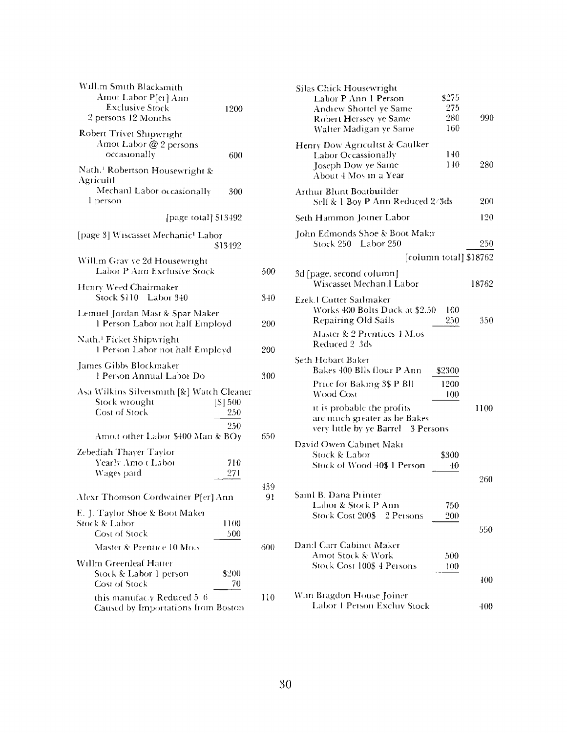Will.m Smith Blacksmith
Amot Labor P[er] Ann
Exclusive Stock 1200
2 persons 12 Months

Robert Trivet Shipwright
Amot Labor @ 2 persons
occasionally 600

Nath.[l] Robertson Housewright & Agricultl
Mechanl Labor occasionally 300
1 person

[page total] $13492

[page 3] Wiscasset Mechanic[l] Labor
$13492

Will.m Gray ye 2d Housewright
Labor P Ann Exclusive Stock 500

Henry Weed Chairmaker
Stock $110 Labor 340 340

Lemuel Jordan Mast & Spar Maker
1 Person Labor not half Employd 200

Nath.[l] Ficket Shipwright
1 Person Labor not half Employd 200

James Gibbs Blockmaker
1 Person Annual Labor Do 300

Asa Wilkins Silversmith [&] Watch Cleaner
Stock wrought [$] 500
Cost of Stock 250
250
Amo.t other Labor $400 Man & BOy 650

Zebediah Thayer Taylor
Yearly Amo.t Labor 710
Wages paid 271
439

Alexr Thomson Cordwainer P[er] Ann 91

E. J. Taylor Shoe & Boot Maker
Stock & Labor 1100
Cost of Stock 500
Master & Prentice 10 Mo.s 600

Willm Greenleaf Hatter
Stock & Labor 1 person $200
Cost of Stock 70
this manufac.y Reduced 5/6 110
Caused by Importations from Boston

Silas Chick Housewright
Labor P Ann 1 Person $275
Andrew Shortel ye Same 275
Robert Herssey ye Same 280 990
Walter Madigan ye Same 160

Henry Dow Agricultst & Caulker
Labor Occassionally 140
Joseph Dow ye Same 140 280
About 4 Mos in a Year

Arthur Blunt Boatbuilder
Self & 1 Boy P Ann Reduced 2/3ds 200

Seth Hammon Joiner Labor 120

John Edmonds Shoe & Boot Mak:r
Stock 250 Labor 250 250

[column total] $18762

3d [page, second column]
Wiscasset Mechan.l Labor 18762

Ezek.l Cutter Sailmaker
Works 400 Bolts Duck at $2.50 100
Repairing Old Sails 250 350
Master & 2 Prentices 4 M.os
Reduced 2/3ds

Seth Hobart Baker
Bakes 400 Blls flour P Ann $2300
Price for Baking 3$ P Bll 1200
Wood Cost 100
it is probable the profits 1100
are much greater as he Bakes
very little by ye Barrel 3 Persons

David Owen Cabinet Makr
Stock & Labor $300
Stock of Wood 40$ 1 Person 40
260

Saml B. Dana Printer
Labor & Stock P Ann 750
Stock Cost 200$ 2 Persons 200
550

Dan:l Carr Cabinet Maker
Amot Stock & Work 500
Stock Cost 100$ 4 Persons 100
400

W.m Bragdon House Joiner
Labor 1 Person Excluv Stock 400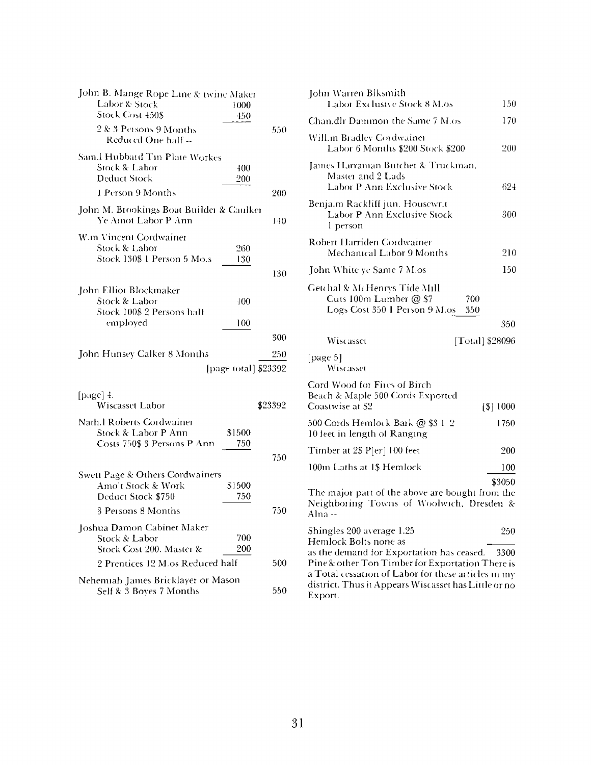John B. Mange Rope Line & twine Maker
Labor & Stock 1000
Stock Cost 450$ 450
2 & 3 Persons 9 Months 550
Reduced One half --

Sam.l Hubbard Tin Plate Workes
Stock & Labor 400
Deduct Stock 200
1 Person 9 Months 200

John M. Brookings Boat Builder & Caulker
Ye Amot Labor P Ann 140

W.m Vincent Cordwainer
Stock & Labor 260
Stock 130$ 1 Person 5 Mo.s 130
130

John Elliot Blockmaker
Stock & Labor 100
Stock 100$ 2 Persons half
employed 100
300

John Hunsey Calker 8 Months 250
[page total] $23392

[page] 4.
Wiscasset Labor $23392

Nath.l Roberts Cordwainer
Stock & Labor P Ann $1500
Costs 750$ 3 Persons P Ann 750
750

Swett Page & Others Cordwainers
Amo't Stock & Work $1500
Deduct Stock $750 750
3 Persons 8 Months 750

Joshua Damon Cabinet Maker
Stock & Labor 700
Stock Cost 200. Master & 200
2 Prentices 12 M.os Reduced half 500

Nehemiah James Bricklayer or Mason
Self & 3 Boyes 7 Months 550

John Warren Blksmith
Labor Exclusive Stock 8 M.os 150

Chan.dlr Dammon the Same 7 M.os 170

Will.m Bradley Cordwainer
Labor 6 Months $200 Stock $200 200

James Harraman Butcher & Truckman.
Master and 2 Lads
Labor P Ann Exclusive Stock 624

Benja.m Rackliff jun. Housewr.t
Labor P Ann Exclusive Stock 300
1 person

Robert Harriden Cordwainer
Mechanical Labor 9 Months 210

John White ye Same 7 M.os 150

Getchal & McHenrys Tide Mill
Cuts 100m Lumber @ $7 700
Logs Cost 350 1 Person 9 M.os 350
350

Wiscasset [Total] $28096

[page 5]
Wiscasset

Cord Wood for Fires of Birch
Beach & Maple 500 Cords Exported
Coastwise at $2 [$] 1000

500 Cords Hemlock Bark @ $3 1 2 1750
10 feet in length of Ranging

Timber at 2$ P[er] 100 feet 200

100m Laths at 1$ Hemlock 100
$3050

The major part of the above are bought from the Neighboring Towns of Woolwich, Dresden & Alna --

Shingles 200 average 1.25 250
Hemlock Bolts none as
as the demand for Exportation has ceased. 3300
Pine & other Ton Timber for Exportation There is a Total cessation of Labor for these articles in my district. Thus it Appears Wiscasset has Little or no Export.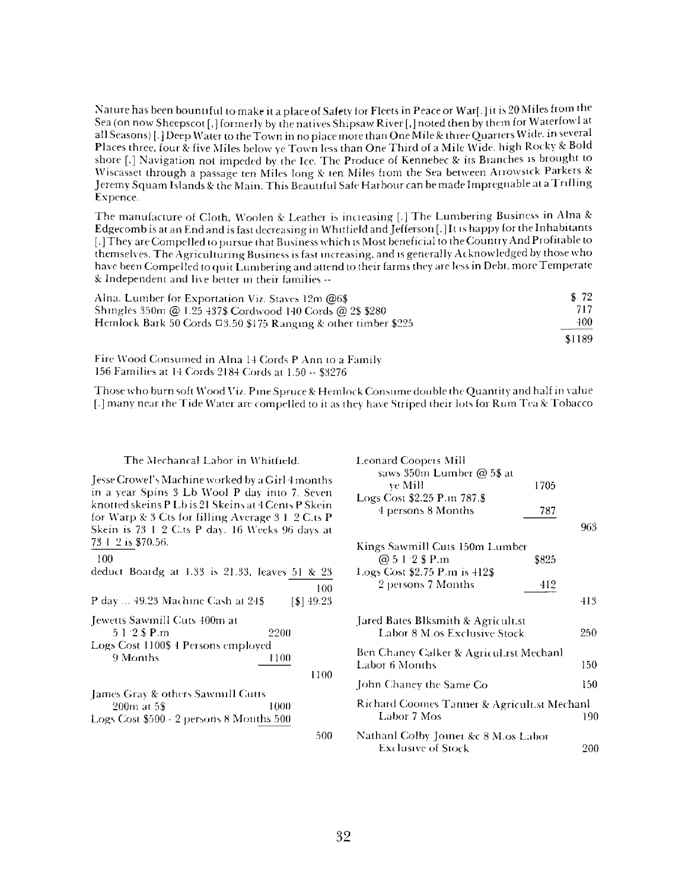Nature has been bountiful to make it a place of Safety for Fleets in Peace or War[.] it is 20 Miles from the Sea (on now Sheepscot [,] formerly by the natives Shipsaw River [,] noted then by them for Waterfowl at all Seasons) [.] Deep Water to the Town in no place more than One Mile & three Quarters Wide. in several Places three, four & five Miles below ye Town less than One Third of a Mile Wide. high Rocky & Bold shore [.] Navigation not impeded by the Ice. The Produce of Kennebec & its Branches is brought to Wiscasset through a passage ten Miles long & ten Miles from the Sea between Arrowsick Parkers & Jeremy Squam Islands & the Main. This Beautiful Safe Harbour can be made Impregnable at a Trifling Expence.

The manufacture of Cloth, Woolen & Leather is increasing [.] The Lumbering Business in Alna & Edgecomb is at an End and is fast decreasing in Whitfield and Jefferson [.] It is happy for the Inhabitants [.] They are Compelled to pursue that Business which is Most beneficial to the Country And Profitable to themselves. The Agriculturing Business is fast increasing, and is generally Acknowledged by those who have been Compelled to quit Lumbering and attend to their farms they are less in Debt, more Temperate & Independent and live better in their families --

| | |
|---|---|
| Alna. Lumber for Exportation Viz. Staves 12m @6$ | $ 72 |
| Shingles 350m @ 1.25 437$ Cordwood 140 Cords @ 2$ $280 | 717 |
| Hemlock Bark 50 Cords @3.50 $175 Ranging & other timber $225 | 400 |
| | $1189 |

Fire Wood Consumed in Alna 14 Cords P Ann to a Family
156 Families at 14 Cords 2184 Cords at 1.50 -- $3276

Those who burn soft Wood Viz. Pine Spruce & Hemlock Consume double the Quantity and half in value [.] many near the Tide Water are compelled to it as they have Striped their lots for Rum Tea & Tobacco

The Mechanical Labor in Whitfield.

Jesse Crowel's Machine worked by a Girl 4 months in a year Spins 3 Lb Wool P day into 7. Seven knotted skeins P Lb is 21 Skeins at 4 Cents P Skein for Warp & 3 Cts for filling Average 3 1 2 C.ts P Skein is 73 1 2 C.ts P day. 16 Weeks 96 days at 73 1 2 is $70.56.

100
deduct Boardg at 1.33 is 21.33, leaves 51 & 23/100

P day ... 49.23 Machine Cash at 24$ [$] 49.23

| | | |
|---|---|---|
| Jewetts Sawmill Cuts 400m at 5 1 2 $ P.m | 2200 | |
| Logs Cost 1100$ 4 Persons employed 9 Months | 1100 | |
| | | 1100 |
| James Gray & others Sawmill Cutts 200m at 5$ | 1000 | |
| Logs Cost $500 - 2 persons 8 Months | 500 | |
| | | 500 |
| Leonard Coopers Mill saws 350m Lumber @ 5$ at ye Mill | 1705 | |
| Logs Cost $2.25 P.m 787.$ 4 persons 8 Months | 787 | |
| | | 963 |
| Kings Sawmill Cuts 150m Lumber @ 5 1 2 $ P.m | $825 | |
| Logs Cost $2.75 P.m is 412$ 2 persons 7 Months | 412 | |
| | | 413 |
| Jared Bates Blksmith & Agricult.st Labor 8 M.os Exclusive Stock | | 250 |
| Ben Chaney Calker & Agricul.rst Mechanl Labor 6 Months | | 150 |
| John Chaney the Same Co | | 150 |
| Richard Coomes Tanner & Agricult.st Mechanl Labor 7 Mos | | 190 |
| Nathanl Colby Joiner &c 8 M.os Labor Exclusive of Stock | | 200 |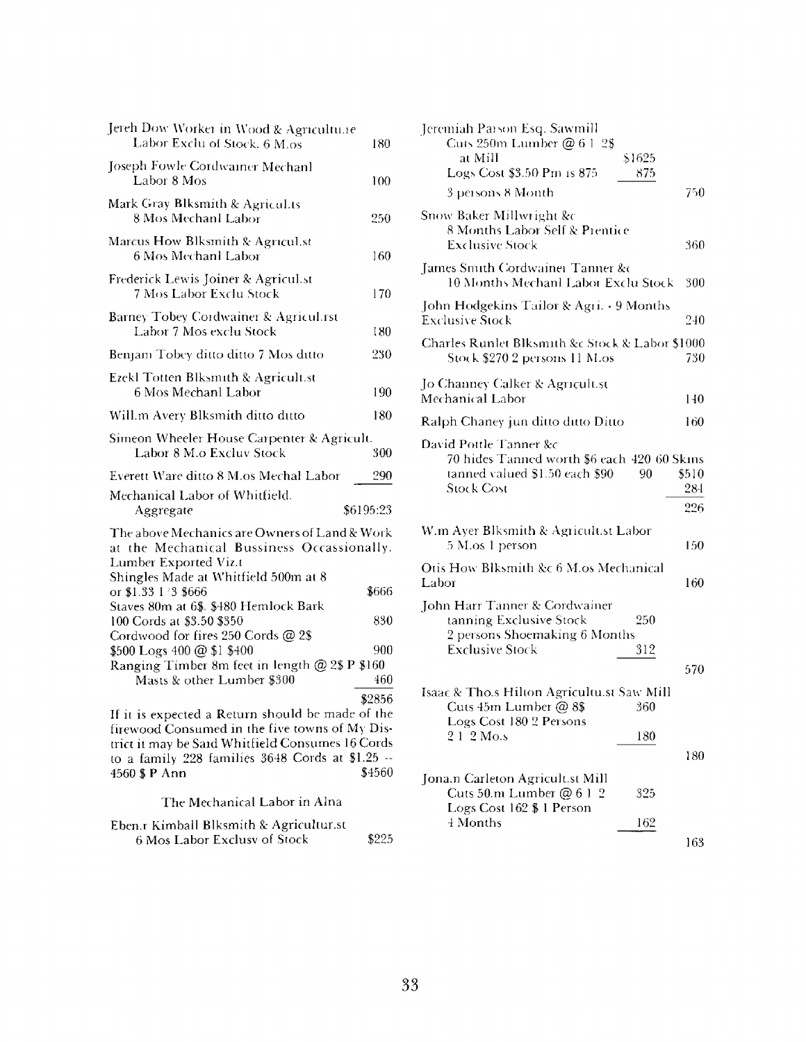Jereh Dow Worker in Wood & Agriculture Labor Exclu of Stock. 6 M.os — 180

Joseph Fowle Cordwainer Mechanl Labor 8 Mos — 100

Mark Gray Blksmith & Agricul.ts 8 Mos Mechanl Labor — 250

Marcus How Blksmith & Agricul.st 6 Mos Mechanl Labor — 160

Frederick Lewis Joiner & Agricul.st 7 Mos Labor Exclu Stock — 170

Barney Tobey Cordwainer & Agricul.rst Labor 7 Mos exclu Stock — 180

Benjam Tobey ditto ditto 7 Mos ditto — 230

Ezekl Totten Blksmith & Agricult.st 6 Mos Mechanl Labor — 190

Will.m Avery Blksmith ditto ditto — 180

Simeon Wheeler House Carpenter & Agricult. Labor 8 M.o Excluv Stock — 300

Everett Ware ditto 8 M.os Mechal Labor — 290

Mechanical Labor of Whitfield. Aggregate — $6195:23

The above Mechanics are Owners of Land & Work at the Mechanical Bussiness Occassionally.

Lumber Exported Viz.t

Shingles Made at Whitfield 500m at 8 or $1.33 1/3 $666 — $666

Staves 80m at 6$. $480 Hemlock Bark 100 Cords at $3.50 $350 — 830

Cordwood for fires 250 Cords @ 2$ $500 Logs 400 @ $1 $400 — 900

Ranging Timber 8m feet in length @ 2$ P $160 Masts & other Lumber $300 — 460

$2856

If it is expected a Return should be made of the firewood Consumed in the five towns of My District it may be Said Whitfield Consumes 16 Cords to a family 228 families 3648 Cords at $1.25 -- 4560 $ P Ann — $4560

The Mechanical Labor in Alna

Eben.r Kimball Blksmith & Agricultur.st 6 Mos Labor Exclusv of Stock — $225

Jeremiah Parson Esq. Sawmill Cuts 250m Lumber @ 6 1/2$ at Mill $1625
Logs Cost $3.50 Pm is 875 — 875
3 persons 8 Month — 750

Snow Baker Millwright &c 8 Months Labor Self & Prentice Exclusive Stock — 360

James Smith Cordwainer Tanner &c 10 Months Mechanl Labor Exclu Stock — 300

John Hodgekins Tailor & Agri. - 9 Months Exclusive Stock — 240

Charles Runlet Blksmith &c Stock & Labor $1000 Stock $270 2 persons 11 M.os — 730

Jo Channey Calker & Agricult.st Mechanical Labor — 140

Ralph Chaney jun ditto ditto Ditto — 160

David Pottle Tanner &c 70 hides Tanned worth $6 each 420 60 Skins tanned valued $1.50 each $90 — 90 — $510
Stock Cost — 284
226

W.m Ayer Blksmith & Agricult.st Labor 5 M.os 1 person — 150

Otis How Blksmith &c 6 M.os Mechanical Labor — 160

John Harr Tanner & Cordwainer tanning Exclusive Stock — 250
2 persons Shoemaking 6 Months Exclusive Stock — 312
570

Isaac & Tho.s Hilton Agricultu.st Saw Mill Cuts 45m Lumber @ 8$ — 360
Logs Cost 180 2 Persons 2 1/2 Mo.s — 180
180

Jona.n Carleton Agricult.st Mill Cuts 50.m Lumber @ 6 1/2 — 325
Logs Cost 162 $ 1 Person 4 Months — 162
163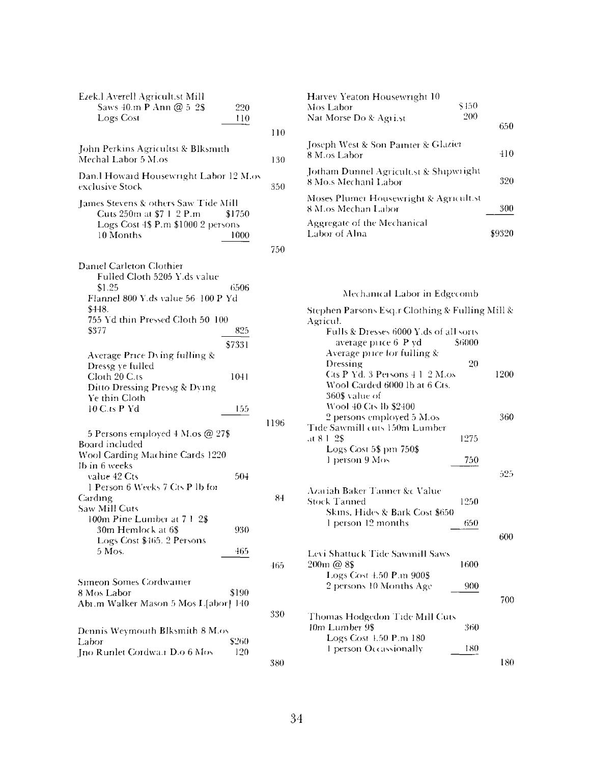Ezek.l Averell Agricult.st Mill
Saws 40.m P Ann @ 5 2$ 220
Logs Cost 110

110

John Perkins Agricultst & Blksmith
Mechal Labor 5 M.os 130

Dan.l Howard Housewright Labor 12 M.os
exclusive Stock 350

James Stevens & others Saw Tide Mill
Cuts 250m at $7 1 2 P.m $1750
Logs Cost 4$ P.m $1000 2 persons
10 Months 1000

750

Daniel Carleton Clothier
Fulled Cloth 5205 Y.ds value
$1.25 6506
Flannel 800 Y.ds value 56 100 P Yd
$448.
755 Yd thin Pressed Cloth 50 100
$377 825
$7331
Average Price Dying fulling &
Dressg ye fulled
Cloth 20 C.ts 1041
Ditto Dressing Pressg & Dying
Ye thin Cloth
10 C.ts P Yd 155

1196

5 Persons employed 4 M.os @ 27$
Board included
Wool Carding Machine Cards 1220
lb in 6 weeks
value 42 Cts 504
1 Person 6 Weeks 7 Cts P lb for
Carding 84
Saw Mill Cuts
100m Pine Lumber at 7 1 2$
30m Hemlock at 6$ 930
Logs Cost $465. 2 Persons
5 Mos. 465

465

Simeon Somes Cordwainer
8 Mos Labor $190
Abr.m Walker Mason 5 Mos L[abor] 140

330

Dennis Weymouth Blksmith 8 M.os
Labor $260
Jno Runlet Cordwa.r D.o 6 Mos 120

380

Harvey Yeaton Housewright 10
Mos Labor $450
Nat Morse Do & Agri.st 200

650

Joseph West & Son Painter & Glazier
8 M.os Labor 410

Jotham Dunnel Agricult.st & Shipwright
8 Mo.s Mechanl Labor 320

Moses Plumer Housewright & Agricult.st
8 M.os Mechan Labor 300

Aggregate of the Mechanical
Labor of Alna $9320

Mechanical Labor in Edgecomb

Stephen Parsons Esq.r Clothing & Fulling Mill &
Agricul.
Fulls & Dresses 6000 Y.ds of all sorts
average price 6 P yd $6000
Average price for fulling &
Dressing 20
Cts P Yd. 3 Persons 4 1 2 M.os 1200
Wool Carded 6000 lb at 6 Cts.
360$ value of
Wool 40 Cts lb $2400
2 persons employed 5 M.os 360
Tide Sawmill cuts 150m Lumber
at 8 1 2$ 1275
Logs Cost 5$ pm 750$
1 person 9 Mos 750

525

Azariah Baker Tanner &c Value
Stock Tanned 1250
Skins, Hides & Bark Cost $650
1 person 12 months 650

600

Levi Shattuck Tide Sawmill Saws
200m @ 8$ 1600
Logs Cost 4.50 P.m 900$
2 persons 10 Months Age 900

700

Thomas Hodgedon Tide Mill Cuts
40m Lumber 9$ 360
Logs Cost 4.50 P.m 180
1 person Occassionally 180

180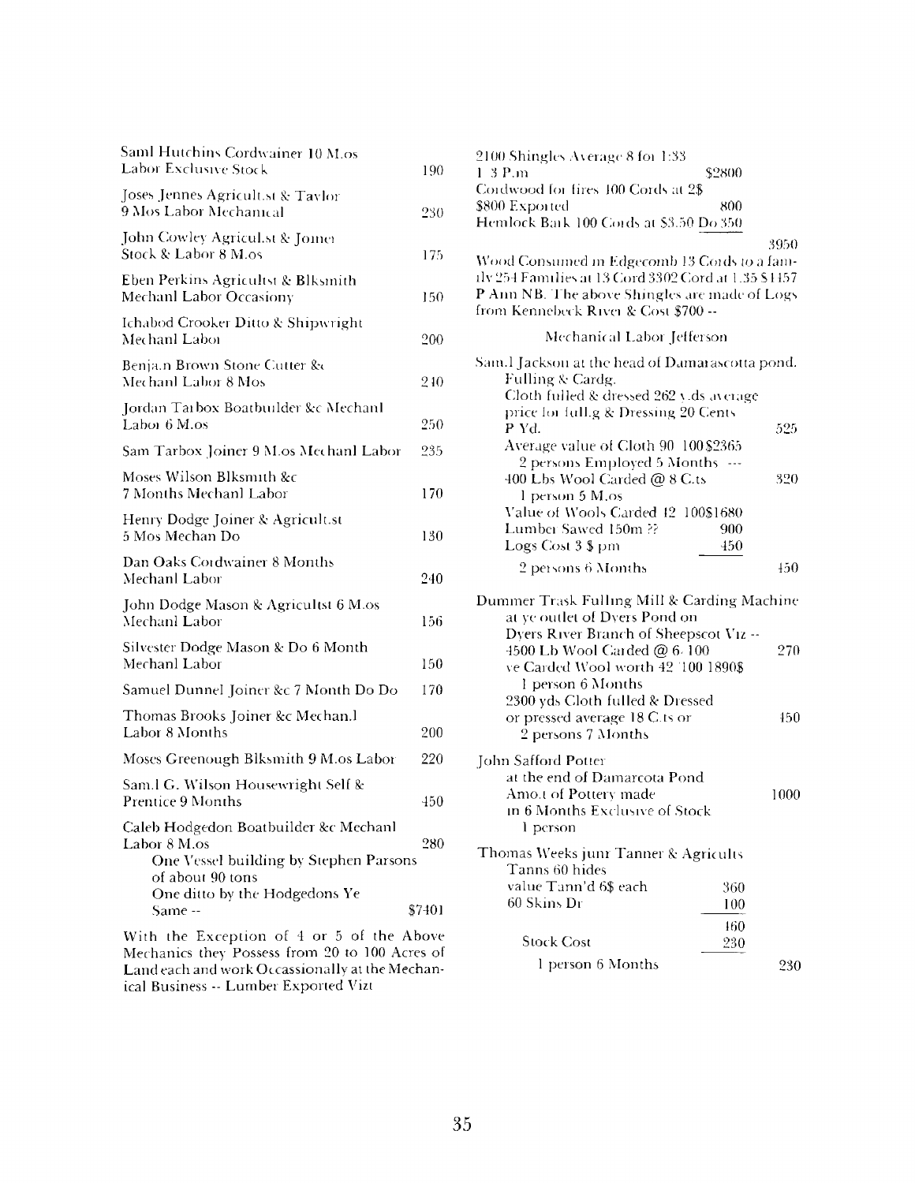Saml Hutchins Cordwainer 10 M.os Labor Exclusive Stock 190

Joses Jennes Agricult.st & Taylor 9 Mos Labor Mechanical 230

John Cowley Agricul.st & Joiner Stock & Labor 8 M.os 175

Eben Perkins Agricultst & Blksmith Mechanl Labor Occasiony 150

Ichabod Crooker Ditto & Shipwright Mechanl Labor 200

Benja.n Brown Stone Cutter && Mechanl Labor 8 Mos 240

Jordan Tarbox Boatbuilder &c Mechanl Labor 6 M.os 250

Sam Tarbox Joiner 9 M.os Mechanl Labor 235

Moses Wilson Blksmith &c 7 Months Mechanl Labor 170

Henry Dodge Joiner & Agricult.st 5 Mos Mechan Do 130

Dan Oaks Cordwainer 8 Months Mechanl Labor 240

John Dodge Mason & Agricultst 6 M.os Mechanl Labor 156

Silvester Dodge Mason & Do 6 Month Mechanl Labor 150

Samuel Dunnel Joiner &c 7 Month Do Do 170

Thomas Brooks Joiner &c Mechan.l Labor 8 Months 200

Moses Greenough Blksmith 9 M.os Labor 220

Sam.l G. Wilson Housewright Self & Prentice 9 Months 450

Caleb Hodgedon Boatbuilder &c Mechanl Labor 8 M.os 280

One Vessel building by Stephen Parsons of about 90 tons

One ditto by the Hodgedons Ye Same -- $7401

With the Exception of 4 or 5 of the Above Mechanics they Possess from 20 to 100 Acres of Land each and work Occassionally at the Mechanical Business -- Lumber Exported Vizt

2100 Shingles Average 8 for 1:33 1 3 P.m $2800

Cordwood for fires 400 Cords at 2$ $800 Exported 800

Hemlock Bark 100 Cords at $3.50 Do 350

3950

Wood Consumed in Edgecomb 13 Cords to a family 254 Families at 13 Cord 3302 Cord at 1.35 $4457 P Ann NB. The above Shingles are made of Logs from Kennebeck River & Cost $700 --

Mechanical Labor Jefferson

Sam.l Jackson at the head of Damarascotta pond. Fulling & Cardg.

Cloth fulled & dressed 262 y.ds average price for full.g & Dressing 20 Cents P Yd. 525

Average value of Cloth 90 100$2365

2 persons Employed 5 Months ---

400 Lbs Wool Carded @ 8 C.ts 320

1 person 5 M.os

Value of Wools Carded 42 100$1680

Lumber Sawed 150m ?? 900

Logs Cost 3 $ pm 450

2 persons 6 Months 450

Dummer Trask Fulling Mill & Carding Machine at ye outlet of Dyers Pond on Dyers River Branch of Sheepscot Viz --

4500 Lb Wool Carded @ 6 100 270

ve Carded Wool worth 42 100 1890$

1 person 6 Months

2300 yds Cloth fulled & Dressed or pressed average 18 C.ts or 450

2 persons 7 Months

John Safford Potter

at the end of Damarcota Pond

Amo.t of Pottery made 1000

in 6 Months Exclusive of Stock

1 person

Thomas Weeks junr Tanner & Agricults

Tanns 60 hides

value Tann'd 6$ each 360

60 Skins Dr 100

460

Stock Cost 230

1 person 6 Months 230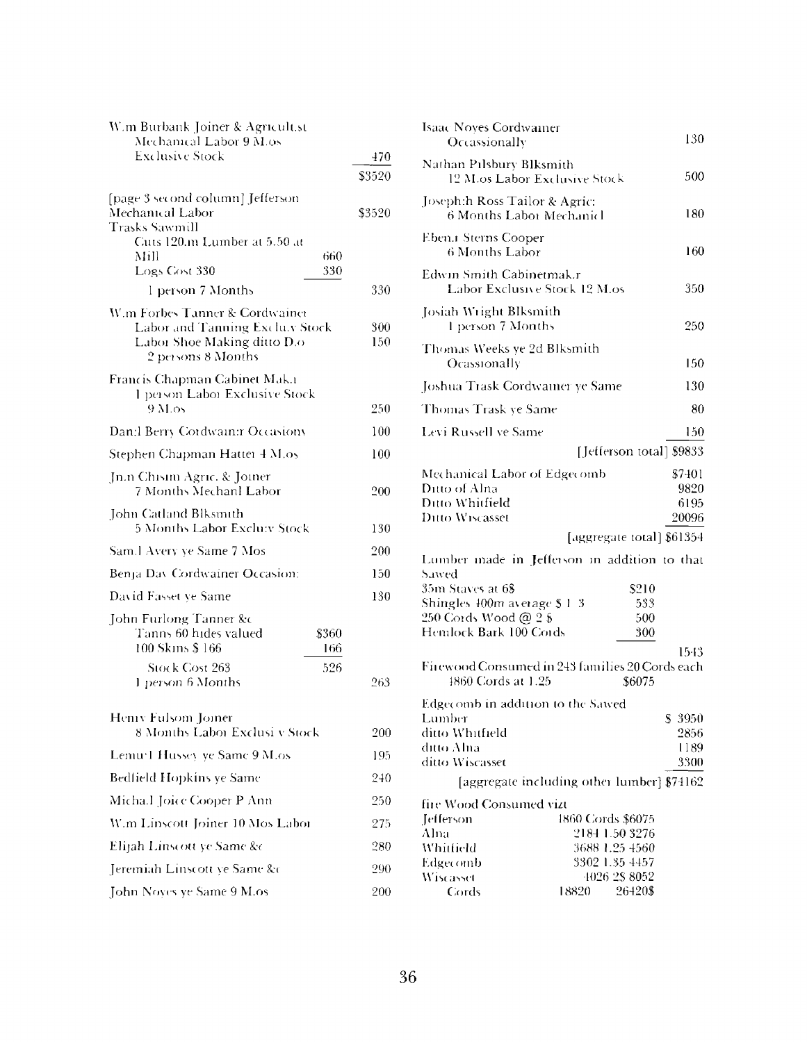W.m Burbank Joiner & Agricult.st
Mechanical Labor 9 M.os
Exclusive Stock 470

$3520

[page 3 second column] Jefferson
Mechanical Labor $3520

Trasks Sawmill
Cuts 120.m Lumber at 5.50 at
Mill 660
Logs Cost 330 330
1 person 7 Months 330

W.m Forbes Tanner & Cordwainer
Labor and Tanning Exclu.v Stock 300
Labor Shoe Making ditto D.o 150
2 persons 8 Months

Francis Chapman Cabinet Mak.r
1 person Labor Exclusive Stock
9 M.os 250

Dan:l Berry Cordwain:r Occasiony 100

Stephen Chapman Hatter 4 M.os 100

Jn.n Chisim Agric. & Joiner
7 Months Mechanl Labor 200

John Catland Blksmith
5 Months Labor Exclu:v Stock 130

Sam.l Avery ye Same 7 Mos 200

Benja Day Cordwainer Occasion: 150

David Fasset ye Same 130

John Furlong Tanner &c
Tanns 60 hides valued $360
100 Skins $ 166 166
Stock Cost 263 526
1 person 6 Months 263

Henry Fulsom Joiner
8 Months Labor Exclusi v Stock 200

Lemuel Hussey ye Same 9 M.os 195

Bedfield Hopkins ye Same 240

Micha.l Joice Cooper P Ann 250

W.m Linscott Joiner 10 Mos Labor 275

Elijah Linscott ye Same &c 280

Jeremiah Linscott ye Same &c 290

John Noyes ye Same 9 M.os 200

Isaac Noyes Cordwainer
Occassionally 130

Nathan Pilsbury Blksmith
12 M.os Labor Exclusive Stock 500

Joseph:h Ross Tailor & Agric:
6 Months Labor Mechanicl 180

Eben.r Sterns Cooper
6 Months Labor 160

Edwin Smith Cabinetmak.r
Labor Exclusive Stock 12 M.os 350

Josiah Wright Blksmith
1 person 7 Months 250

Thomas Weeks ye 2d Blksmith
Ocassionally 150

Joshua Trask Cordwainer ye Same 130

Thomas Trask ye Same 80

Levi Russell ye Same 150

[Jefferson total] $9833

| | |
|---|---|
| Mechanical Labor of Edgecomb | $7401 |
| Ditto of Alna | 9820 |
| Ditto Whitfield | 6195 |
| Ditto Wiscasset | 20096 |
| [aggregate total] | $61354 |

Lumber made in Jefferson in addition to that Sawed

| | |
|---|---|
| 35m Staves at 6$ | $210 |
| Shingles 400m average $ 1 3 | 533 |
| 250 Cords Wood @ 2 $ | 500 |
| Hemlock Bark 100 Cords | 300 |
| | 1543 |

Firewood Consumed in 243 families 20 Cords each
1860 Cords at 1.25 $6075

Edgecomb in addition to the Sawed

| | |
|---|---|
| Lumber | $ 3950 |
| ditto Whitfield | 2856 |
| ditto Alna | 1189 |
| ditto Wiscasset | 3300 |
| [aggregate including other lumber] | $74162 |

fire Wood Consumed vizt

| | | | |
|---|---|---|---|
| Jefferson | 1860 Cords | | $6075 |
| Alna | 2184 | 1.50 | 3276 |
| Whitfield | 3688 | 1.25 | 4560 |
| Edgecomb | 3302 | 1.35 | 4457 |
| Wiscasset | 4026 | 2$ | 8052 |
| Cords | 18820 | | 26420$ |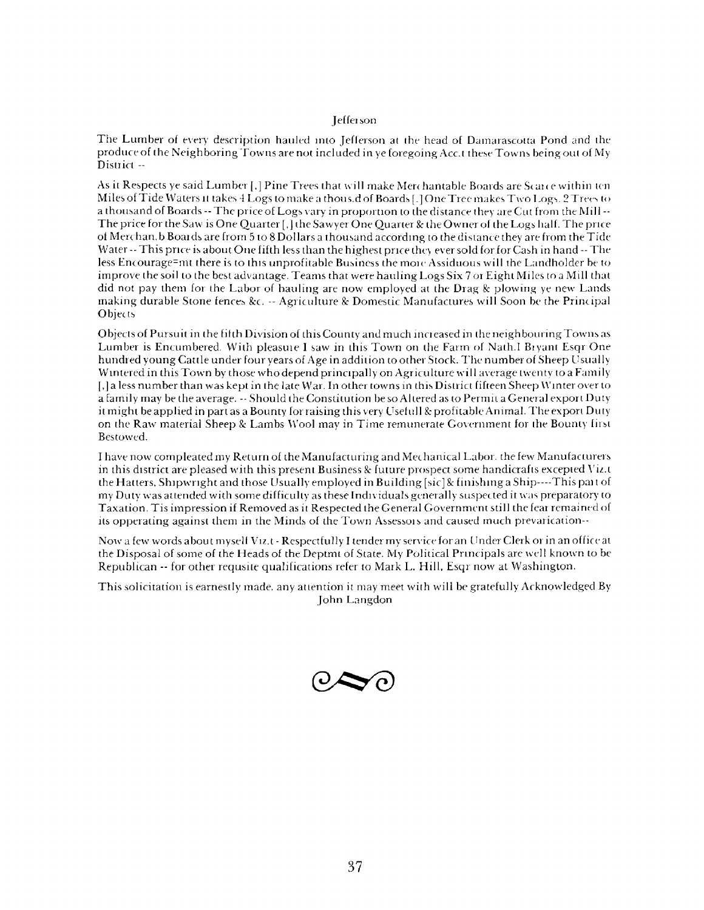Jefferson

The Lumber of every description hauled into Jefferson at the head of Damarascotta Pond and the produce of the Neighboring Towns are not included in ye foregoing Acc.t these Towns being out of My District --

As it Respects ye said Lumber [,] Pine Trees that will make Merchantable Boards are Scarce within ten Miles of Tide Waters it takes 4 Logs to make a thous.d of Boards [.] One Tree makes Two Logs. 2 Trees to a thousand of Boards -- The price of Logs vary in proportion to the distance they are Cut from the Mill -- The price for the Saw is One Quarter [,] the Sawyer One Quarter & the Owner of the Logs half. The price of Merchan.b Boards are from 5 to 8 Dollars a thousand according to the distance they are from the Tide Water -- This price is about One fifth less than the highest price they ever sold for for Cash in hand -- The less Encourage=mt there is to this unprofitable Business the more Assiduous will the Landholder be to improve the soil to the best advantage. Teams that were hauling Logs Six 7 or Eight Miles to a Mill that did not pay them for the Labor of hauling are now employed at the Drag & plowing ye new Lands making durable Stone fences &c. -- Agriculture & Domestic Manufactures will Soon be the Principal Objects

Objects of Pursuit in the fifth Division of this County and much increased in the neighbouring Towns as Lumber is Encumbered. With pleasure I saw in this Town on the Farm of Nath.l Bryant Esqr One hundred young Cattle under four years of Age in addition to other Stock. The number of Sheep Usually Wintered in this Town by those who depend principally on Agriculture will average twenty to a Family [,] a less number than was kept in the late War. In other towns in this District fifteen Sheep Winter over to a family may be the average. -- Should the Constitution be so Altered as to Permit a General export Duty it might be applied in part as a Bounty for raising this very Usefull & profitable Animal. The export Duty on the Raw material Sheep & Lambs Wool may in Time remunerate Government for the Bounty first Bestowed.

I have now compleated my Return of the Manufacturing and Mechanical Labor. the few Manufacturers in this district are pleased with this present Business & future prospect some handicrafts excepted Viz.t the Hatters, Shipwright and those Usually employed in Building [sic] & finishing a Ship----This part of my Duty was attended with some difficulty as these Individuals generally suspected it was preparatory to Taxation. Tis impression if Removed as it Respected the General Government still the fear remained of its opperating against them in the Minds of the Town Assessors and caused much prevarication--

Now a few words about myself Viz.t - Respectfully I tender my service for an Under Clerk or in an office at the Disposal of some of the Heads of the Deptmt of State. My Political Principals are well known to be Republican -- for other requsite qualifications refer to Mark L. Hill, Esqr now at Washington.

This solicitation is earnestly made. any attention it may meet with will be gratefully Acknowledged By

John Langdon